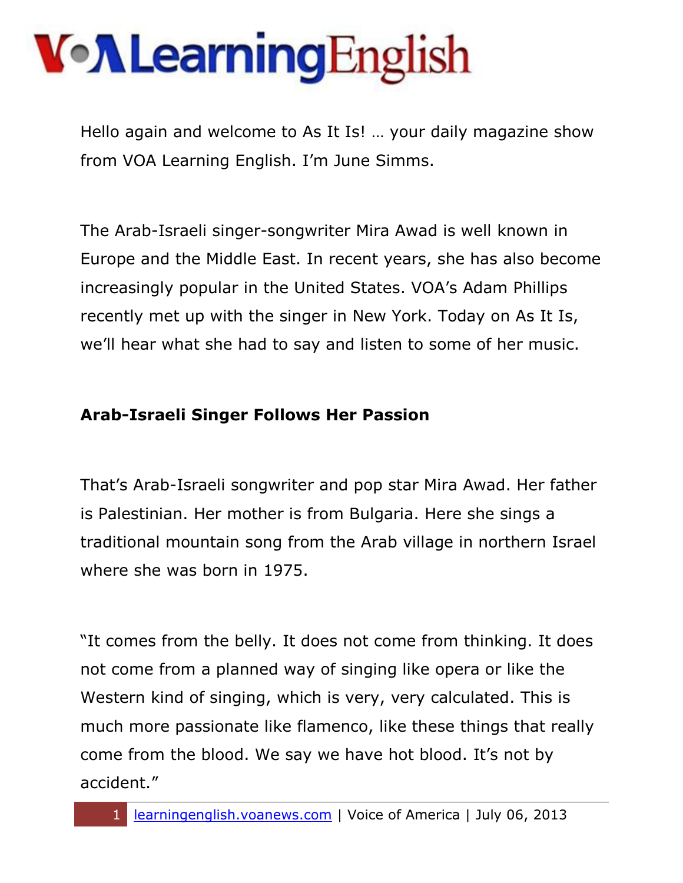# VOA Learning English

Hello again and welcome to As It Is! … your daily magazine show from VOA Learning English. I'm June Simms.

The Arab-Israeli singer-songwriter Mira Awad is well known in Europe and the Middle East. In recent years, she has also become increasingly popular in the United States. VOA's Adam Phillips recently met up with the singer in New York. Today on As It Is, we'll hear what she had to say and listen to some of her music.

**Arab-Israeli Singer Follows Her Passion**

That's Arab-Israeli songwriter and pop star Mira Awad. Her father is Palestinian. Her mother is from Bulgaria. Here she sings a traditional mountain song from the Arab village in northern Israel where she was born in 1975.

"It comes from the belly. It does not come from thinking. It does not come from a planned way of singing like opera or like the Western kind of singing, which is very, very calculated. This is much more passionate like flamenco, like these things that really come from the blood. We say we have hot blood. It's not by accident."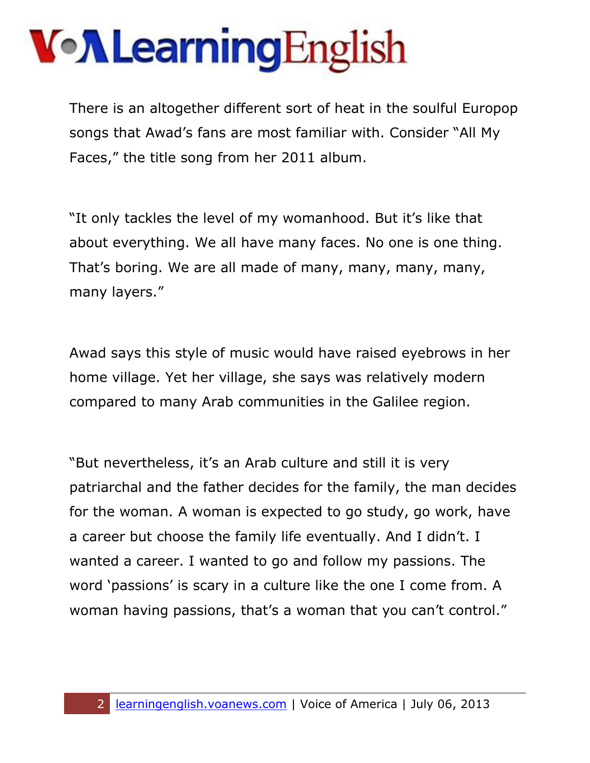There is an altogether different sort of heat in the soulful Europop songs that Awad's fans are most familiar with. Consider "All My Faces," the title song from her 2011 album.

"It only tackles the level of my womanhood. But it's like that about everything. We all have many faces. No one is one thing. That's boring. We are all made of many, many, many, many, many layers."

Awad says this style of music would have raised eyebrows in her home village. Yet her village, she says was relatively modern compared to many Arab communities in the Galilee region.

"But nevertheless, it's an Arab culture and still it is very patriarchal and the father decides for the family, the man decides for the woman. A woman is expected to go study, go work, have a career but choose the family life eventually. And I didn't. I wanted a career. I wanted to go and follow my passions. The word 'passions' is scary in a culture like the one I come from. A woman having passions, that's a woman that you can't control."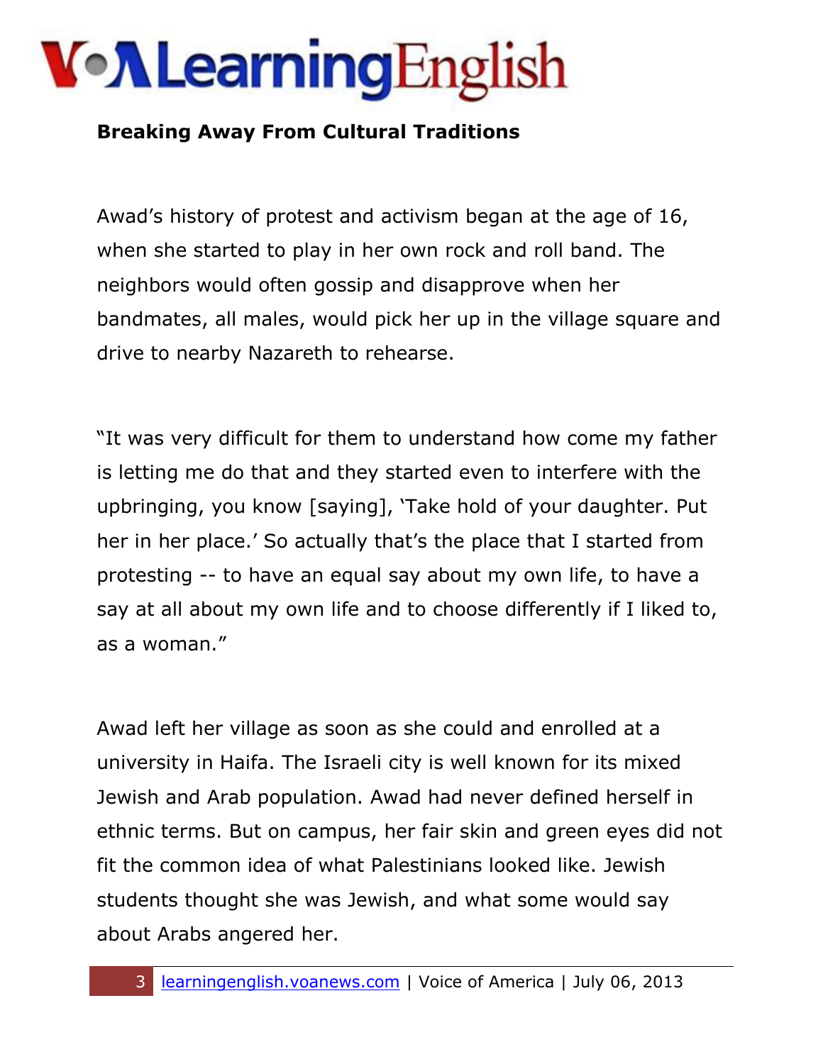## Breaking Away From Cultural Traditions

Awad's history of protest and activism began at the age of 16, when she started to play in her own rock and roll band. The neighbors would often gossip and disapprove when her bandmates, all males, would pick her up in the village square and drive to nearby Nazareth to rehearse.

"It was very difficult for them to understand how come my father is letting me do that and they started even to interfere with the upbringing, you know [saying], 'Take hold of your daughter. Put her in her place.' So actually that's the place that I started from protesting -- to have an equal say about my own life, to have a say at all about my own life and to choose differently if I liked to, as a woman."

Awad left her village as soon as she could and enrolled at a university in Haifa. The Israeli city is well known for its mixed Jewish and Arab population. Awad had never defined herself in ethnic terms. But on campus, her fair skin and green eyes did not fit the common idea of what Palestinians looked like. Jewish students thought she was Jewish, and what some would say about Arabs angered her.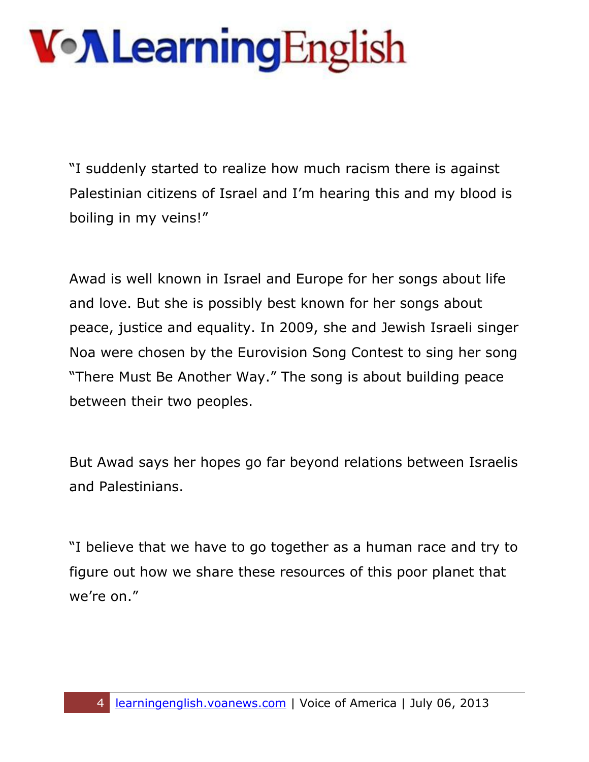"I suddenly started to realize how much racism there is against Palestinian citizens of Israel and I'm hearing this and my blood is boiling in my veins!"

Awad is well known in Israel and Europe for her songs about life and love. But she is possibly best known for her songs about peace, justice and equality. In 2009, she and Jewish Israeli singer Noa were chosen by the Eurovision Song Contest to sing her song "There Must Be Another Way." The song is about building peace between their two peoples.

But Awad says her hopes go far beyond relations between Israelis and Palestinians.

"I believe that we have to go together as a human race and try to figure out how we share these resources of this poor planet that we're on."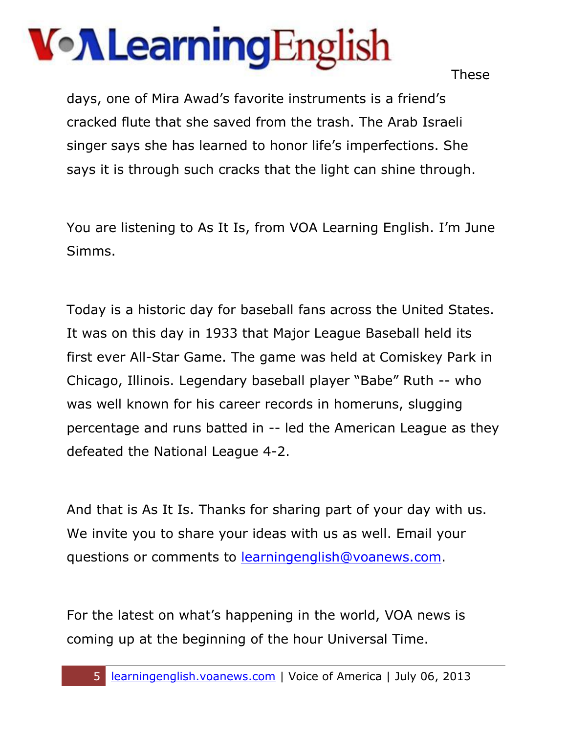These days, one of Mira Awad's favorite instruments is a friend's cracked flute that she saved from the trash. The Arab Israeli singer says she has learned to honor life's imperfections. She says it is through such cracks that the light can shine through.

You are listening to As It Is, from VOA Learning English. I'm June Simms.

Today is a historic day for baseball fans across the United States. It was on this day in 1933 that Major League Baseball held its first ever All-Star Game. The game was held at Comiskey Park in Chicago, Illinois. Legendary baseball player "Babe" Ruth -- who was well known for his career records in homeruns, slugging percentage and runs batted in -- led the American League as they defeated the National League 4-2.

And that is As It Is. Thanks for sharing part of your day with us. We invite you to share your ideas with us as well. Email your questions or comments to learningenglish@voanews.com.

For the latest on what's happening in the world, VOA news is coming up at the beginning of the hour Universal Time.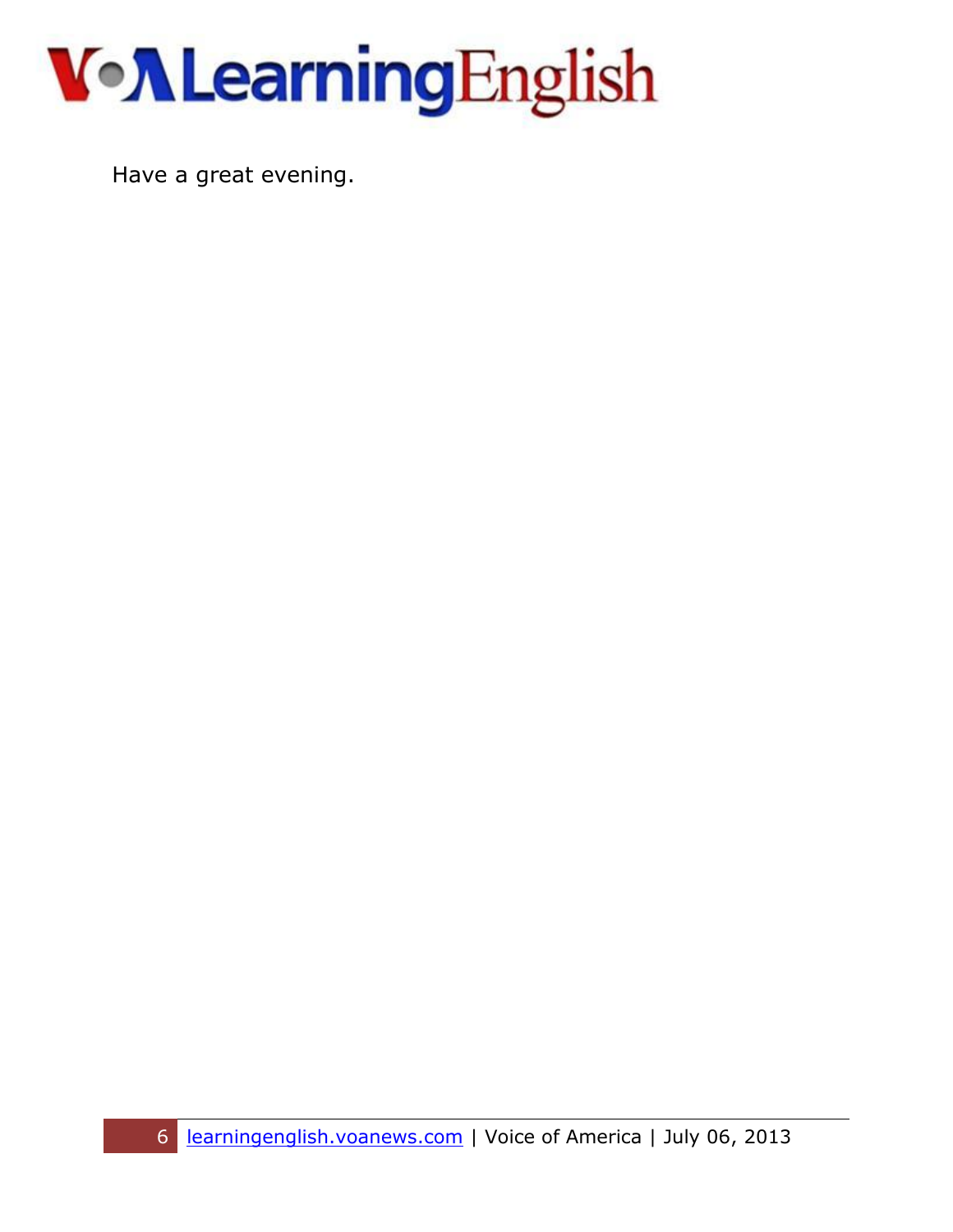Have a great evening.